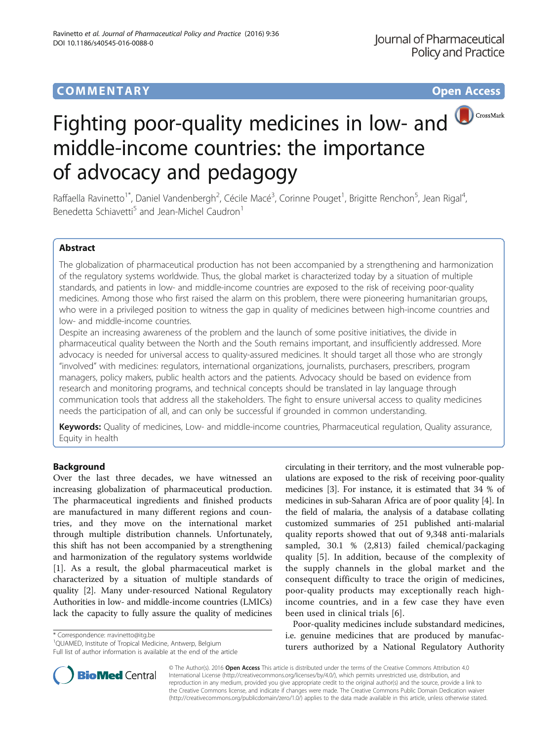COMMENTARY Open Access

# Fighting poor-quality medicines in low- and middle-income countries: the importance of advocacy and pedagogy

Raffaella Ravinetto[1*], Daniel Vandenbergh[2], Cécile Macé[3], Corinne Pouget[1], Brigitte Renchon[5], Jean Rigal[4], Benedetta Schiavetti[5] and Jean-Michel Caudron[1]

## Abstract

The globalization of pharmaceutical production has not been accompanied by a strengthening and harmonization of the regulatory systems worldwide. Thus, the global market is characterized today by a situation of multiple standards, and patients in low- and middle-income countries are exposed to the risk of receiving poor-quality medicines. Among those who first raised the alarm on this problem, there were pioneering humanitarian groups, who were in a privileged position to witness the gap in quality of medicines between high-income countries and low- and middle-income countries.

Despite an increasing awareness of the problem and the launch of some positive initiatives, the divide in pharmaceutical quality between the North and the South remains important, and insufficiently addressed. More advocacy is needed for universal access to quality-assured medicines. It should target all those who are strongly "involved" with medicines: regulators, international organizations, journalists, purchasers, prescribers, program managers, policy makers, public health actors and the patients. Advocacy should be based on evidence from research and monitoring programs, and technical concepts should be translated in lay language through communication tools that address all the stakeholders. The fight to ensure universal access to quality medicines needs the participation of all, and can only be successful if grounded in common understanding.

**Keywords:** Quality of medicines, Low- and middle-income countries, Pharmaceutical regulation, Quality assurance, Equity in health

## Background

Over the last three decades, we have witnessed an increasing globalization of pharmaceutical production. The pharmaceutical ingredients and finished products are manufactured in many different regions and countries, and they move on the international market through multiple distribution channels. Unfortunately, this shift has not been accompanied by a strengthening and harmonization of the regulatory systems worldwide [1]. As a result, the global pharmaceutical market is characterized by a situation of multiple standards of quality [2]. Many under-resourced National Regulatory Authorities in low- and middle-income countries (LMICs) lack the capacity to fully assure the quality of medicines circulating in their territory, and the most vulnerable populations are exposed to the risk of receiving poor-quality medicines [3]. For instance, it is estimated that 34 % of medicines in sub-Saharan Africa are of poor quality [4]. In the field of malaria, the analysis of a database collating customized summaries of 251 published anti-malarial quality reports showed that out of 9,348 anti-malarials sampled, 30.1 % (2,813) failed chemical/packaging quality [5]. In addition, because of the complexity of the supply channels in the global market and the consequent difficulty to trace the origin of medicines, poor-quality products may exceptionally reach high-income countries, and in a few case they have even been used in clinical trials [6].

Poor-quality medicines include substandard medicines, i.e. genuine medicines that are produced by manufacturers authorized by a National Regulatory Authority

\* Correspondence: rravinetto@itg.be
[1]QUAMED, Institute of Tropical Medicine, Antwerp, Belgium
Full list of author information is available at the end of the article

© The Author(s). 2016 **Open Access** This article is distributed under the terms of the Creative Commons Attribution 4.0 International License (http://creativecommons.org/licenses/by/4.0/), which permits unrestricted use, distribution, and reproduction in any medium, provided you give appropriate credit to the original author(s) and the source, provide a link to the Creative Commons license, and indicate if changes were made. The Creative Commons Public Domain Dedication waiver (http://creativecommons.org/publicdomain/zero/1.0/) applies to the data made available in this article, unless otherwise stated.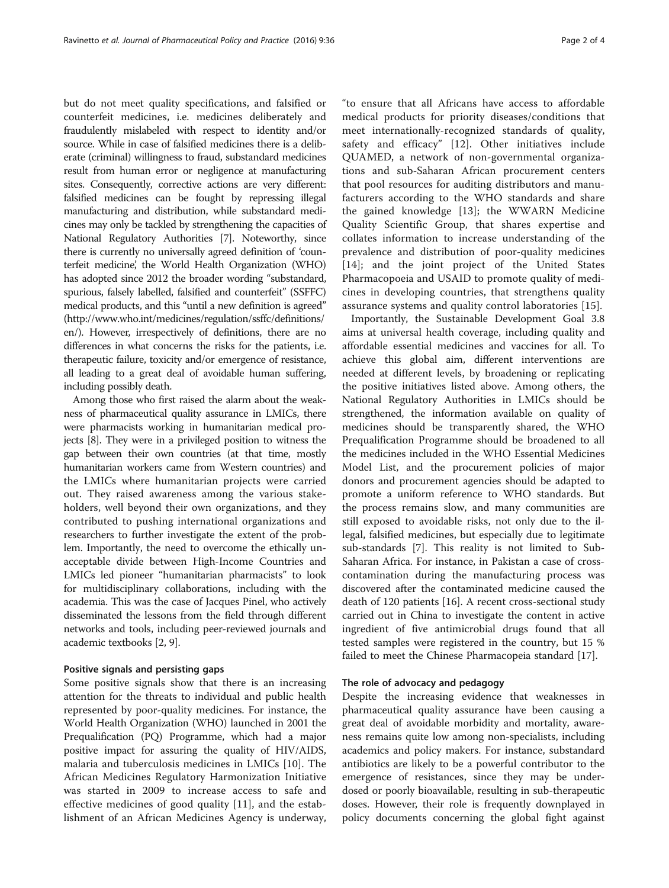but do not meet quality specifications, and falsified or counterfeit medicines, i.e. medicines deliberately and fraudulently mislabeled with respect to identity and/or source. While in case of falsified medicines there is a deliberate (criminal) willingness to fraud, substandard medicines result from human error or negligence at manufacturing sites. Consequently, corrective actions are very different: falsified medicines can be fought by repressing illegal manufacturing and distribution, while substandard medicines may only be tackled by strengthening the capacities of National Regulatory Authorities [7]. Noteworthy, since there is currently no universally agreed definition of 'counterfeit medicine', the World Health Organization (WHO) has adopted since 2012 the broader wording "substandard, spurious, falsely labelled, falsified and counterfeit" (SSFFC) medical products, and this "until a new definition is agreed" (http://www.who.int/medicines/regulation/ssffc/definitions/en/). However, irrespectively of definitions, there are no differences in what concerns the risks for the patients, i.e. therapeutic failure, toxicity and/or emergence of resistance, all leading to a great deal of avoidable human suffering, including possibly death.

Among those who first raised the alarm about the weakness of pharmaceutical quality assurance in LMICs, there were pharmacists working in humanitarian medical projects [8]. They were in a privileged position to witness the gap between their own countries (at that time, mostly humanitarian workers came from Western countries) and the LMICs where humanitarian projects were carried out. They raised awareness among the various stakeholders, well beyond their own organizations, and they contributed to pushing international organizations and researchers to further investigate the extent of the problem. Importantly, the need to overcome the ethically unacceptable divide between High-Income Countries and LMICs led pioneer "humanitarian pharmacists" to look for multidisciplinary collaborations, including with the academia. This was the case of Jacques Pinel, who actively disseminated the lessons from the field through different networks and tools, including peer-reviewed journals and academic textbooks [2, 9].

### Positive signals and persisting gaps

Some positive signals show that there is an increasing attention for the threats to individual and public health represented by poor-quality medicines. For instance, the World Health Organization (WHO) launched in 2001 the Prequalification (PQ) Programme, which had a major positive impact for assuring the quality of HIV/AIDS, malaria and tuberculosis medicines in LMICs [10]. The African Medicines Regulatory Harmonization Initiative was started in 2009 to increase access to safe and effective medicines of good quality [11], and the establishment of an African Medicines Agency is underway, "to ensure that all Africans have access to affordable medical products for priority diseases/conditions that meet internationally-recognized standards of quality, safety and efficacy" [12]. Other initiatives include QUAMED, a network of non-governmental organizations and sub-Saharan African procurement centers that pool resources for auditing distributors and manufacturers according to the WHO standards and share the gained knowledge [13]; the WWARN Medicine Quality Scientific Group, that shares expertise and collates information to increase understanding of the prevalence and distribution of poor-quality medicines [14]; and the joint project of the United States Pharmacopoeia and USAID to promote quality of medicines in developing countries, that strengthens quality assurance systems and quality control laboratories [15].

Importantly, the Sustainable Development Goal 3.8 aims at universal health coverage, including quality and affordable essential medicines and vaccines for all. To achieve this global aim, different interventions are needed at different levels, by broadening or replicating the positive initiatives listed above. Among others, the National Regulatory Authorities in LMICs should be strengthened, the information available on quality of medicines should be transparently shared, the WHO Prequalification Programme should be broadened to all the medicines included in the WHO Essential Medicines Model List, and the procurement policies of major donors and procurement agencies should be adapted to promote a uniform reference to WHO standards. But the process remains slow, and many communities are still exposed to avoidable risks, not only due to the illegal, falsified medicines, but especially due to legitimate sub-standards [7]. This reality is not limited to Sub-Saharan Africa. For instance, in Pakistan a case of cross-contamination during the manufacturing process was discovered after the contaminated medicine caused the death of 120 patients [16]. A recent cross-sectional study carried out in China to investigate the content in active ingredient of five antimicrobial drugs found that all tested samples were registered in the country, but 15 % failed to meet the Chinese Pharmacopeia standard [17].

### The role of advocacy and pedagogy

Despite the increasing evidence that weaknesses in pharmaceutical quality assurance have been causing a great deal of avoidable morbidity and mortality, awareness remains quite low among non-specialists, including academics and policy makers. For instance, substandard antibiotics are likely to be a powerful contributor to the emergence of resistances, since they may be underdosed or poorly bioavailable, resulting in sub-therapeutic doses. However, their role is frequently downplayed in policy documents concerning the global fight against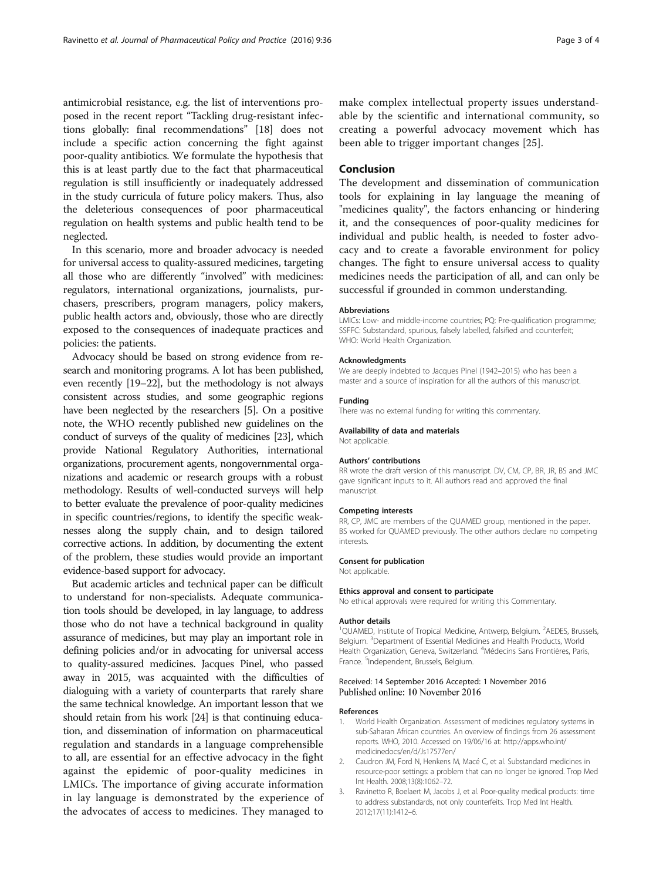antimicrobial resistance, e.g. the list of interventions proposed in the recent report "Tackling drug-resistant infections globally: final recommendations" [18] does not include a specific action concerning the fight against poor-quality antibiotics. We formulate the hypothesis that this is at least partly due to the fact that pharmaceutical regulation is still insufficiently or inadequately addressed in the study curricula of future policy makers. Thus, also the deleterious consequences of poor pharmaceutical regulation on health systems and public health tend to be neglected.

In this scenario, more and broader advocacy is needed for universal access to quality-assured medicines, targeting all those who are differently "involved" with medicines: regulators, international organizations, journalists, purchasers, prescribers, program managers, policy makers, public health actors and, obviously, those who are directly exposed to the consequences of inadequate practices and policies: the patients.

Advocacy should be based on strong evidence from research and monitoring programs. A lot has been published, even recently [19–22], but the methodology is not always consistent across studies, and some geographic regions have been neglected by the researchers [5]. On a positive note, the WHO recently published new guidelines on the conduct of surveys of the quality of medicines [23], which provide National Regulatory Authorities, international organizations, procurement agents, nongovernmental organizations and academic or research groups with a robust methodology. Results of well-conducted surveys will help to better evaluate the prevalence of poor-quality medicines in specific countries/regions, to identify the specific weaknesses along the supply chain, and to design tailored corrective actions. In addition, by documenting the extent of the problem, these studies would provide an important evidence-based support for advocacy.

But academic articles and technical paper can be difficult to understand for non-specialists. Adequate communication tools should be developed, in lay language, to address those who do not have a technical background in quality assurance of medicines, but may play an important role in defining policies and/or in advocating for universal access to quality-assured medicines. Jacques Pinel, who passed away in 2015, was acquainted with the difficulties of dialoguing with a variety of counterparts that rarely share the same technical knowledge. An important lesson that we should retain from his work [24] is that continuing education, and dissemination of information on pharmaceutical regulation and standards in a language comprehensible to all, are essential for an effective advocacy in the fight against the epidemic of poor-quality medicines in LMICs. The importance of giving accurate information in lay language is demonstrated by the experience of the advocates of access to medicines. They managed to make complex intellectual property issues understandable by the scientific and international community, so creating a powerful advocacy movement which has been able to trigger important changes [25].

## Conclusion

The development and dissemination of communication tools for explaining in lay language the meaning of "medicines quality", the factors enhancing or hindering it, and the consequences of poor-quality medicines for individual and public health, is needed to foster advocacy and to create a favorable environment for policy changes. The fight to ensure universal access to quality medicines needs the participation of all, and can only be successful if grounded in common understanding.

#### Abbreviations

LMICs: Low- and middle-income countries; PQ: Pre-qualification programme; SSFFC: Substandard, spurious, falsely labelled, falsified and counterfeit; WHO: World Health Organization.

#### Acknowledgments

We are deeply indebted to Jacques Pinel (1942–2015) who has been a master and a source of inspiration for all the authors of this manuscript.

#### Funding

There was no external funding for writing this commentary.

#### Availability of data and materials

Not applicable.

#### Authors' contributions

RR wrote the draft version of this manuscript. DV, CM, CP, BR, JR, BS and JMC gave significant inputs to it. All authors read and approved the final manuscript.

#### Competing interests

RR, CP, JMC are members of the QUAMED group, mentioned in the paper. BS worked for QUAMED previously. The other authors declare no competing interests.

#### Consent for publication

Not applicable.

#### Ethics approval and consent to participate

No ethical approvals were required for writing this Commentary.

#### Author details

[1]QUAMED, Institute of Tropical Medicine, Antwerp, Belgium. [2]AEDES, Brussels, Belgium. [3]Department of Essential Medicines and Health Products, World Health Organization, Geneva, Switzerland. [4]Médecins Sans Frontières, Paris, France. [5]Independent, Brussels, Belgium.

Received: 14 September 2016 Accepted: 1 November 2016
Published online: 10 November 2016

#### References

1. World Health Organization. Assessment of medicines regulatory systems in sub-Saharan African countries. An overview of findings from 26 assessment reports. WHO, 2010. Accessed on 19/06/16 at: http://apps.who.int/medicinedocs/en/d/Js17577en/
2. Caudron JM, Ford N, Henkens M, Macé C, et al. Substandard medicines in resource-poor settings: a problem that can no longer be ignored. Trop Med Int Health. 2008;13(8):1062–72.
3. Ravinetto R, Boelaert M, Jacobs J, et al. Poor-quality medical products: time to address substandards, not only counterfeits. Trop Med Int Health. 2012;17(11):1412–6.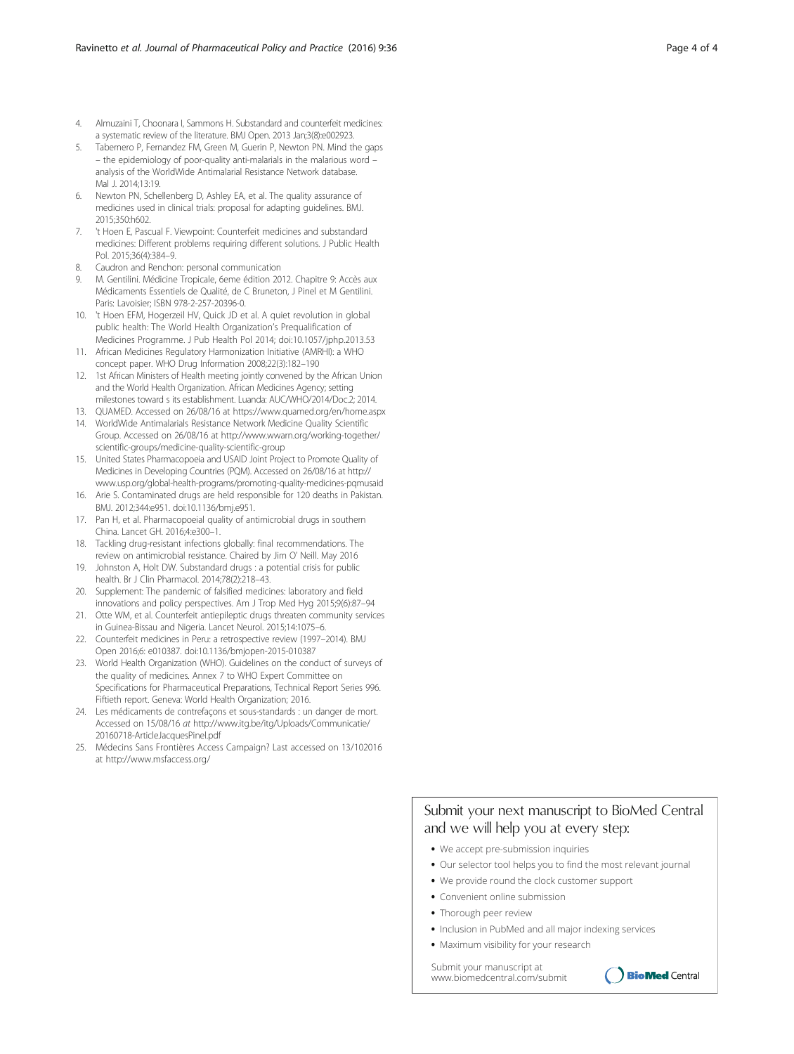4. Almuzaini T, Choonara I, Sammons H. Substandard and counterfeit medicines: a systematic review of the literature. BMJ Open. 2013 Jan;3(8):e002923.
5. Tabernero P, Fernandez FM, Green M, Guerin P, Newton PN. Mind the gaps – the epidemiology of poor-quality anti-malarials in the malarious word – analysis of the WorldWide Antimalarial Resistance Network database. Mal J. 2014;13:19.
6. Newton PN, Schellenberg D, Ashley EA, et al. The quality assurance of medicines used in clinical trials: proposal for adapting guidelines. BMJ. 2015;350:h602.
7. 't Hoen E, Pascual F. Viewpoint: Counterfeit medicines and substandard medicines: Different problems requiring different solutions. J Public Health Pol. 2015;36(4):384–9.
8. Caudron and Renchon: personal communication
9. M. Gentilini. Médicine Tropicale, 6eme édition 2012. Chapitre 9: Accès aux Médicaments Essentiels de Qualité, de C Bruneton, J Pinel et M Gentilini. Paris: Lavoisier; ISBN 978-2-257-20396-0.
10. 't Hoen EFM, Hogerzeil HV, Quick JD et al. A quiet revolution in global public health: The World Health Organization's Prequalification of Medicines Programme. J Pub Health Pol 2014; doi:10.1057/jphp.2013.53
11. African Medicines Regulatory Harmonization Initiative (AMRHI): a WHO concept paper. WHO Drug Information 2008;22(3):182–190
12. 1st African Ministers of Health meeting jointly convened by the African Union and the World Health Organization. African Medicines Agency; setting milestones toward s its establishment. Luanda: AUC/WHO/2014/Doc.2; 2014.
13. QUAMED. Accessed on 26/08/16 at https://www.quamed.org/en/home.aspx
14. WorldWide Antimalarials Resistance Network Medicine Quality Scientific Group. Accessed on 26/08/16 at http://www.wwarn.org/working-together/scientific-groups/medicine-quality-scientific-group
15. United States Pharmacopoeia and USAID Joint Project to Promote Quality of Medicines in Developing Countries (PQM). Accessed on 26/08/16 at http://www.usp.org/global-health-programs/promoting-quality-medicines-pqmusaid
16. Arie S. Contaminated drugs are held responsible for 120 deaths in Pakistan. BMJ. 2012;344:e951. doi:10.1136/bmj.e951.
17. Pan H, et al. Pharmacopoeial quality of antimicrobial drugs in southern China. Lancet GH. 2016;4:e300–1.
18. Tackling drug-resistant infections globally: final recommendations. The review on antimicrobial resistance. Chaired by Jim O' Neill. May 2016
19. Johnston A, Holt DW. Substandard drugs : a potential crisis for public health. Br J Clin Pharmacol. 2014;78(2):218–43.
20. Supplement: The pandemic of falsified medicines: laboratory and field innovations and policy perspectives. Am J Trop Med Hyg 2015;9(6):87–94
21. Otte WM, et al. Counterfeit antiepileptic drugs threaten community services in Guinea-Bissau and Nigeria. Lancet Neurol. 2015;14:1075–6.
22. Counterfeit medicines in Peru: a retrospective review (1997–2014). BMJ Open 2016;6: e010387. doi:10.1136/bmjopen-2015-010387
23. World Health Organization (WHO). Guidelines on the conduct of surveys of the quality of medicines. Annex 7 to WHO Expert Committee on Specifications for Pharmaceutical Preparations, Technical Report Series 996. Fiftieth report. Geneva: World Health Organization; 2016.
24. Les médicaments de contrefaçons et sous-standards : un danger de mort. Accessed on 15/08/16 *at* http://www.itg.be/itg/Uploads/Communicatie/20160718-ArticleJacquesPinel.pdf
25. Médecins Sans Frontières Access Campaign? Last accessed on 13/102016 at http://www.msfaccess.org/

Submit your next manuscript to BioMed Central and we will help you at every step:

- We accept pre-submission inquiries
- Our selector tool helps you to find the most relevant journal
- We provide round the clock customer support
- Convenient online submission
- Thorough peer review
- Inclusion in PubMed and all major indexing services
- Maximum visibility for your research

Submit your manuscript at www.biomedcentral.com/submit

BioMed Central